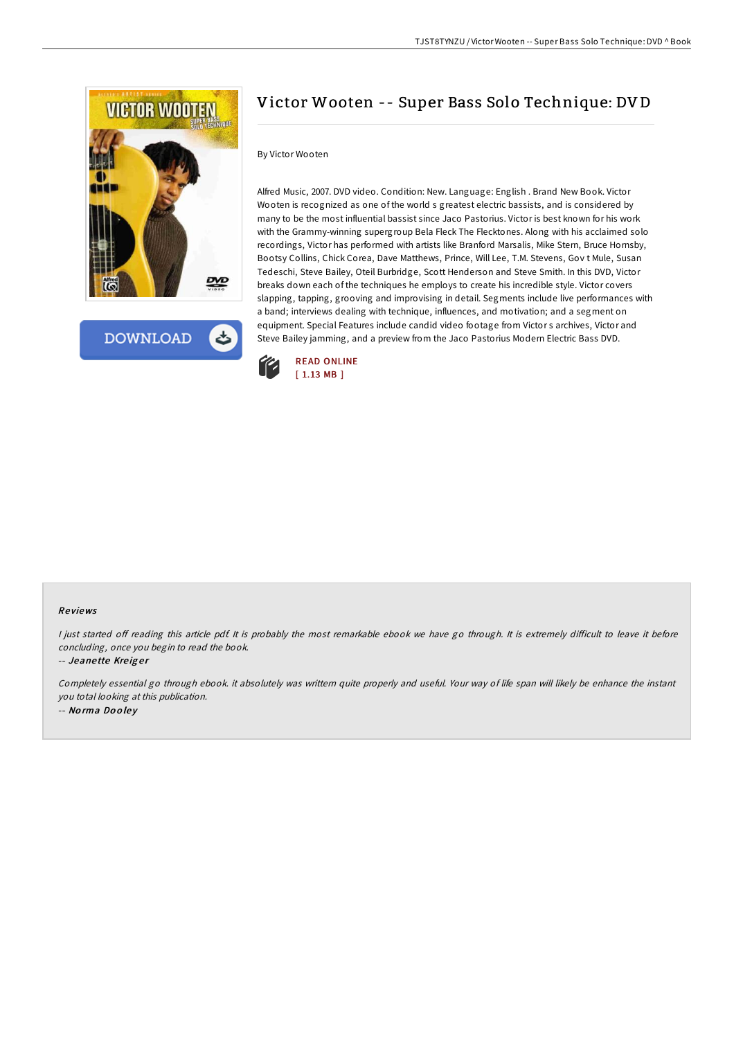# Victor Wooten -- Super Bass Solo Technique: DVD

By Victor Wooten

Alfred Music, 2007. DVD video. Condition: New. Language: English . Brand New Book. Victor Wooten is recognized as one of the world s greatest electric bassists, and is considered by many to be the most influential bassist since Jaco Pastorius. Victor is best known for his work with the Grammy-winning supergroup Bela Fleck The Flecktones. Along with his acclaimed solo recordings, Victor has performed with artists like Branford Marsalis, Mike Stern, Bruce Hornsby, Bootsy Collins, Chick Corea, Dave Matthews, Prince, Will Lee, T.M. Stevens, Gov t Mule, Susan Tedeschi, Steve Bailey, Oteil Burbridge, Scott Henderson and Steve Smith. In this DVD, Victor breaks down each of the techniques he employs to create his incredible style. Victor covers slapping, tapping, grooving and improvising in detail. Segments include live performances with a band; interviews dealing with technique, influences, and motivation; and a segment on equipment. Special Features include candid video footage from Victor s archives, Victor and Steve Bailey jamming, and a preview from the Jaco Pastorius Modern Electric Bass DVD.

READ ONLINE
[ 1.13 MB ]

### Reviews

*I just started off reading this article pdf. It is probably the most remarkable ebook we have go through. It is extremely difficult to leave it before concluding, once you begin to read the book.*

-- ***Jeanette Kreiger***

*Completely essential go through ebook. it absolutely was writtern quite properly and useful. Your way of life span will likely be enhance the instant you total looking at this publication.*

-- ***Norma Dooley***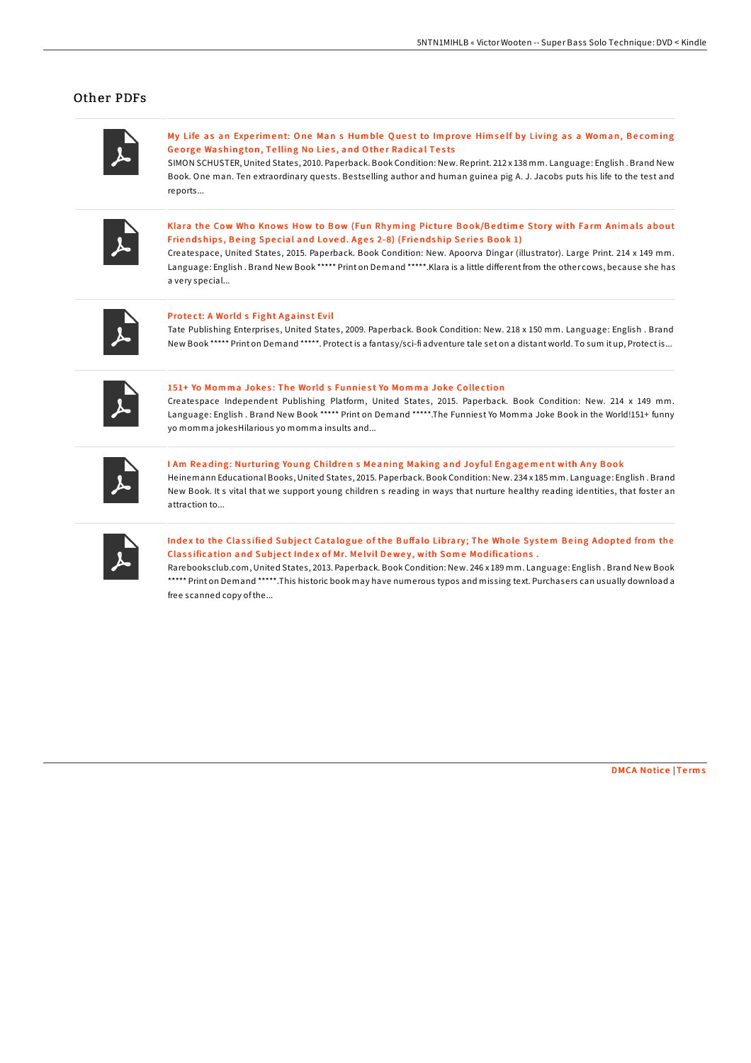## Other PDFs

**My Life as an Experiment: One Man s Humble Quest to Improve Himself by Living as a Woman, Becoming George Washington, Telling No Lies, and Other Radical Tests**

SIMON SCHUSTER, United States, 2010. Paperback. Book Condition: New. Reprint. 212 x 138 mm. Language: English . Brand New Book. One man. Ten extraordinary quests. Bestselling author and human guinea pig A. J. Jacobs puts his life to the test and reports...

**Klara the Cow Who Knows How to Bow (Fun Rhyming Picture Book/Bedtime Story with Farm Animals about Friendships, Being Special and Loved. Ages 2-8) (Friendship Series Book 1)**

Createspace, United States, 2015. Paperback. Book Condition: New. Apoorva Dingar (illustrator). Large Print. 214 x 149 mm. Language: English . Brand New Book ***** Print on Demand *****.Klara is a little different from the other cows, because she has a very special...

**Protect: A World s Fight Against Evil**

Tate Publishing Enterprises, United States, 2009. Paperback. Book Condition: New. 218 x 150 mm. Language: English . Brand New Book ***** Print on Demand *****. Protect is a fantasy/sci-fi adventure tale set on a distant world. To sum it up, Protect is...

**151+ Yo Momma Jokes: The World s Funniest Yo Momma Joke Collection**

Createspace Independent Publishing Platform, United States, 2015. Paperback. Book Condition: New. 214 x 149 mm. Language: English . Brand New Book ***** Print on Demand *****.The Funniest Yo Momma Joke Book in the World!151+ funny yo momma jokesHilarious yo momma insults and...

**I Am Reading: Nurturing Young Children s Meaning Making and Joyful Engagement with Any Book**

Heinemann Educational Books, United States, 2015. Paperback. Book Condition: New. 234 x 185 mm. Language: English . Brand New Book. It s vital that we support young children s reading in ways that nurture healthy reading identities, that foster an attraction to...

**Index to the Classified Subject Catalogue of the Buffalo Library; The Whole System Being Adopted from the Classification and Subject Index of Mr. Melvil Dewey, with Some Modifications .**

Rarebooksclub.com, United States, 2013. Paperback. Book Condition: New. 246 x 189 mm. Language: English . Brand New Book ***** Print on Demand *****.This historic book may have numerous typos and missing text. Purchasers can usually download a free scanned copy of the...

DMCA Notice | Terms